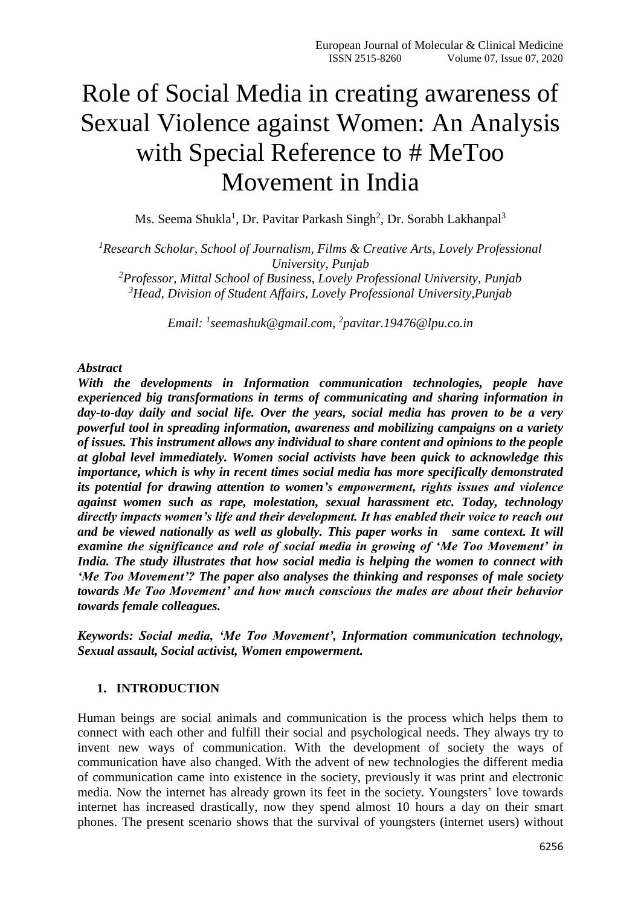# Role of Social Media in creating awareness of Sexual Violence against Women: An Analysis with Special Reference to # MeToo Movement in India

Ms. Seema Shukla[1], Dr. Pavitar Parkash Singh[2], Dr. Sorabh Lakhanpal[3]

*[1]Research Scholar, School of Journalism, Films & Creative Arts, Lovely Professional University, Punjab*
*[2]Professor, Mittal School of Business, Lovely Professional University, Punjab*
*[3]Head, Division of Student Affairs, Lovely Professional University,Punjab*

*Email: [1]seemashuk@gmail.com, [2]pavitar.19476@lpu.co.in*

***Abstract***

***With the developments in Information communication technologies, people have experienced big transformations in terms of communicating and sharing information in day-to-day daily and social life. Over the years, social media has proven to be a very powerful tool in spreading information, awareness and mobilizing campaigns on a variety of issues. This instrument allows any individual to share content and opinions to the people at global level immediately. Women social activists have been quick to acknowledge this importance, which is why in recent times social media has more specifically demonstrated its potential for drawing attention to women's empowerment, rights issues and violence against women such as rape, molestation, sexual harassment etc. Today, technology directly impacts women's life and their development. It has enabled their voice to reach out and be viewed nationally as well as globally. This paper works in same context. It will examine the significance and role of social media in growing of 'Me Too Movement' in India. The study illustrates that how social media is helping the women to connect with 'Me Too Movement'? The paper also analyses the thinking and responses of male society towards Me Too Movement' and how much conscious the males are about their behavior towards female colleagues.***

***Keywords: Social media, 'Me Too Movement', Information communication technology, Sexual assault, Social activist, Women empowerment.***

## 1. INTRODUCTION

Human beings are social animals and communication is the process which helps them to connect with each other and fulfill their social and psychological needs. They always try to invent new ways of communication. With the development of society the ways of communication have also changed. With the advent of new technologies the different media of communication came into existence in the society, previously it was print and electronic media. Now the internet has already grown its feet in the society. Youngsters' love towards internet has increased drastically, now they spend almost 10 hours a day on their smart phones. The present scenario shows that the survival of youngsters (internet users) without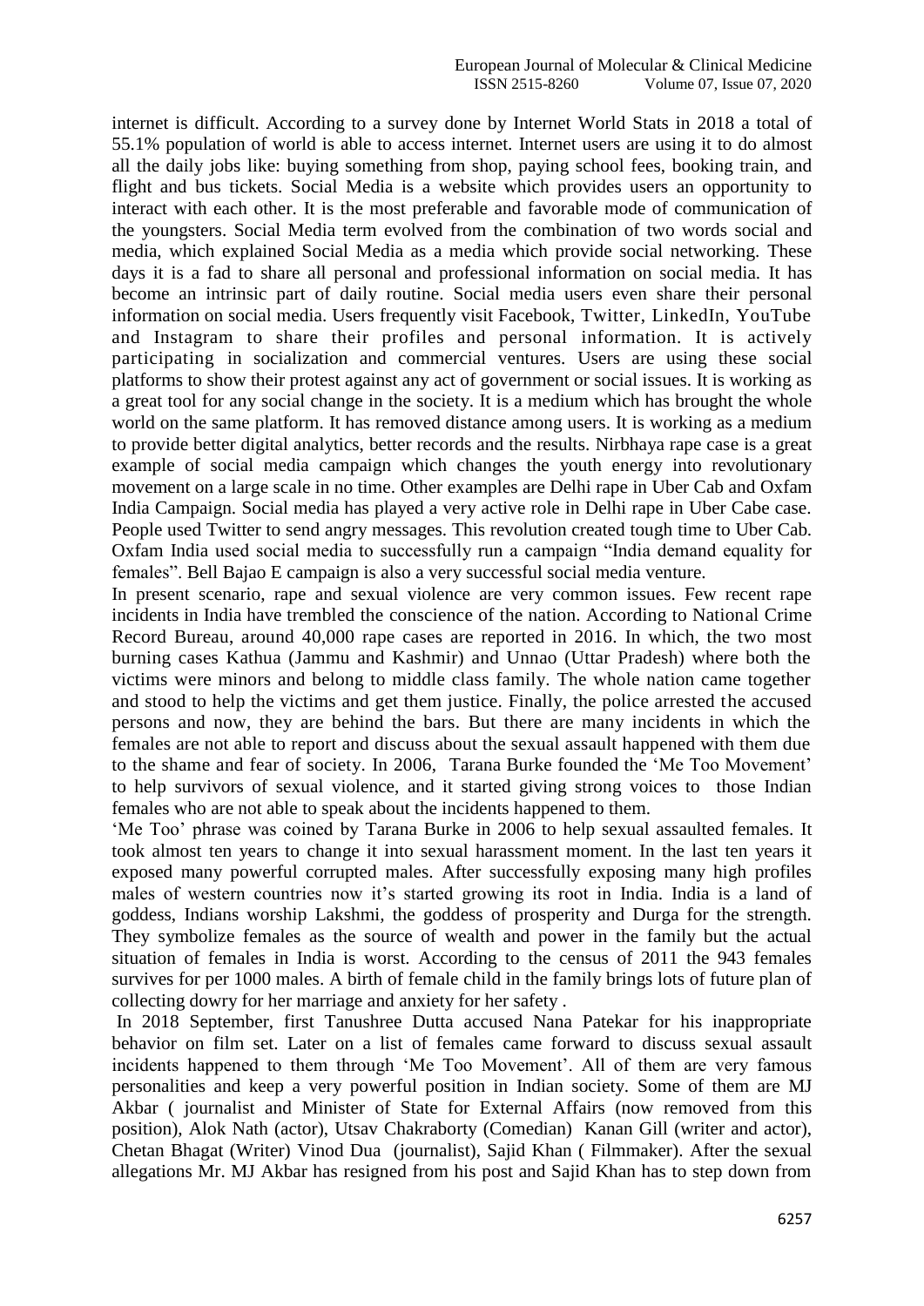internet is difficult. According to a survey done by Internet World Stats in 2018 a total of 55.1% population of world is able to access internet. Internet users are using it to do almost all the daily jobs like: buying something from shop, paying school fees, booking train, and flight and bus tickets. Social Media is a website which provides users an opportunity to interact with each other. It is the most preferable and favorable mode of communication of the youngsters. Social Media term evolved from the combination of two words social and media, which explained Social Media as a media which provide social networking. These days it is a fad to share all personal and professional information on social media. It has become an intrinsic part of daily routine. Social media users even share their personal information on social media. Users frequently visit Facebook, Twitter, LinkedIn, YouTube and Instagram to share their profiles and personal information. It is actively participating in socialization and commercial ventures. Users are using these social platforms to show their protest against any act of government or social issues. It is working as a great tool for any social change in the society. It is a medium which has brought the whole world on the same platform. It has removed distance among users. It is working as a medium to provide better digital analytics, better records and the results. Nirbhaya rape case is a great example of social media campaign which changes the youth energy into revolutionary movement on a large scale in no time. Other examples are Delhi rape in Uber Cab and Oxfam India Campaign. Social media has played a very active role in Delhi rape in Uber Cabe case. People used Twitter to send angry messages. This revolution created tough time to Uber Cab. Oxfam India used social media to successfully run a campaign "India demand equality for females". Bell Bajao E campaign is also a very successful social media venture.

In present scenario, rape and sexual violence are very common issues. Few recent rape incidents in India have trembled the conscience of the nation. According to National Crime Record Bureau, around 40,000 rape cases are reported in 2016. In which, the two most burning cases Kathua (Jammu and Kashmir) and Unnao (Uttar Pradesh) where both the victims were minors and belong to middle class family. The whole nation came together and stood to help the victims and get them justice. Finally, the police arrested the accused persons and now, they are behind the bars. But there are many incidents in which the females are not able to report and discuss about the sexual assault happened with them due to the shame and fear of society. In 2006, Tarana Burke founded the 'Me Too Movement' to help survivors of sexual violence, and it started giving strong voices to those Indian females who are not able to speak about the incidents happened to them.

'Me Too' phrase was coined by Tarana Burke in 2006 to help sexual assaulted females. It took almost ten years to change it into sexual harassment moment. In the last ten years it exposed many powerful corrupted males. After successfully exposing many high profiles males of western countries now it's started growing its root in India. India is a land of goddess, Indians worship Lakshmi, the goddess of prosperity and Durga for the strength. They symbolize females as the source of wealth and power in the family but the actual situation of females in India is worst. According to the census of 2011 the 943 females survives for per 1000 males. A birth of female child in the family brings lots of future plan of collecting dowry for her marriage and anxiety for her safety .

In 2018 September, first Tanushree Dutta accused Nana Patekar for his inappropriate behavior on film set. Later on a list of females came forward to discuss sexual assault incidents happened to them through 'Me Too Movement'. All of them are very famous personalities and keep a very powerful position in Indian society. Some of them are MJ Akbar ( journalist and Minister of State for External Affairs (now removed from this position), Alok Nath (actor), Utsav Chakraborty (Comedian) Kanan Gill (writer and actor), Chetan Bhagat (Writer) Vinod Dua (journalist), Sajid Khan ( Filmmaker). After the sexual allegations Mr. MJ Akbar has resigned from his post and Sajid Khan has to step down from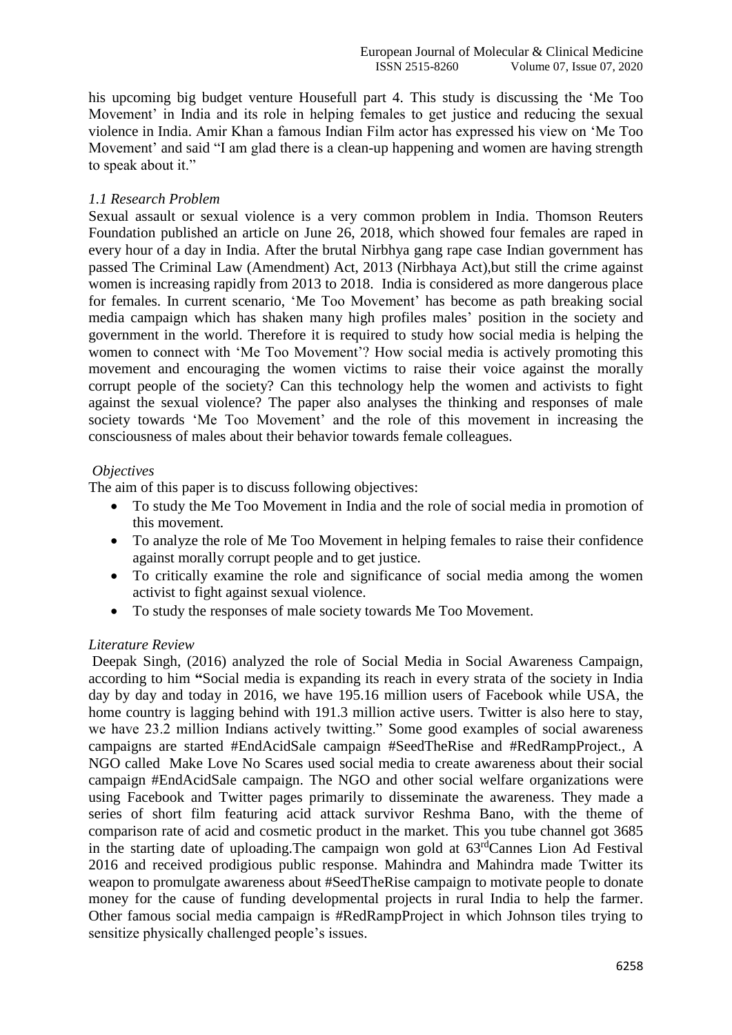his upcoming big budget venture Housefull part 4. This study is discussing the 'Me Too Movement' in India and its role in helping females to get justice and reducing the sexual violence in India. Amir Khan a famous Indian Film actor has expressed his view on 'Me Too Movement' and said "I am glad there is a clean-up happening and women are having strength to speak about it."

### *1.1 Research Problem*

Sexual assault or sexual violence is a very common problem in India. Thomson Reuters Foundation published an article on June 26, 2018, which showed four females are raped in every hour of a day in India. After the brutal Nirbhya gang rape case Indian government has passed The Criminal Law (Amendment) Act, 2013 (Nirbhaya Act),but still the crime against women is increasing rapidly from 2013 to 2018. India is considered as more dangerous place for females. In current scenario, 'Me Too Movement' has become as path breaking social media campaign which has shaken many high profiles males' position in the society and government in the world. Therefore it is required to study how social media is helping the women to connect with 'Me Too Movement'? How social media is actively promoting this movement and encouraging the women victims to raise their voice against the morally corrupt people of the society? Can this technology help the women and activists to fight against the sexual violence? The paper also analyses the thinking and responses of male society towards 'Me Too Movement' and the role of this movement in increasing the consciousness of males about their behavior towards female colleagues.

### *Objectives*

The aim of this paper is to discuss following objectives:

- To study the Me Too Movement in India and the role of social media in promotion of this movement.
- To analyze the role of Me Too Movement in helping females to raise their confidence against morally corrupt people and to get justice.
- To critically examine the role and significance of social media among the women activist to fight against sexual violence.
- To study the responses of male society towards Me Too Movement.

### *Literature Review*

Deepak Singh, (2016) analyzed the role of Social Media in Social Awareness Campaign, according to him **"**Social media is expanding its reach in every strata of the society in India day by day and today in 2016, we have 195.16 million users of Facebook while USA, the home country is lagging behind with 191.3 million active users. Twitter is also here to stay, we have 23.2 million Indians actively twitting." Some good examples of social awareness campaigns are started #EndAcidSale campaign #SeedTheRise and #RedRampProject., A NGO called Make Love No Scares used social media to create awareness about their social campaign #EndAcidSale campaign. The NGO and other social welfare organizations were using Facebook and Twitter pages primarily to disseminate the awareness. They made a series of short film featuring acid attack survivor Reshma Bano, with the theme of comparison rate of acid and cosmetic product in the market. This you tube channel got 3685 in the starting date of uploading.The campaign won gold at 63rdCannes Lion Ad Festival 2016 and received prodigious public response. Mahindra and Mahindra made Twitter its weapon to promulgate awareness about #SeedTheRise campaign to motivate people to donate money for the cause of funding developmental projects in rural India to help the farmer. Other famous social media campaign is #RedRampProject in which Johnson tiles trying to sensitize physically challenged people's issues.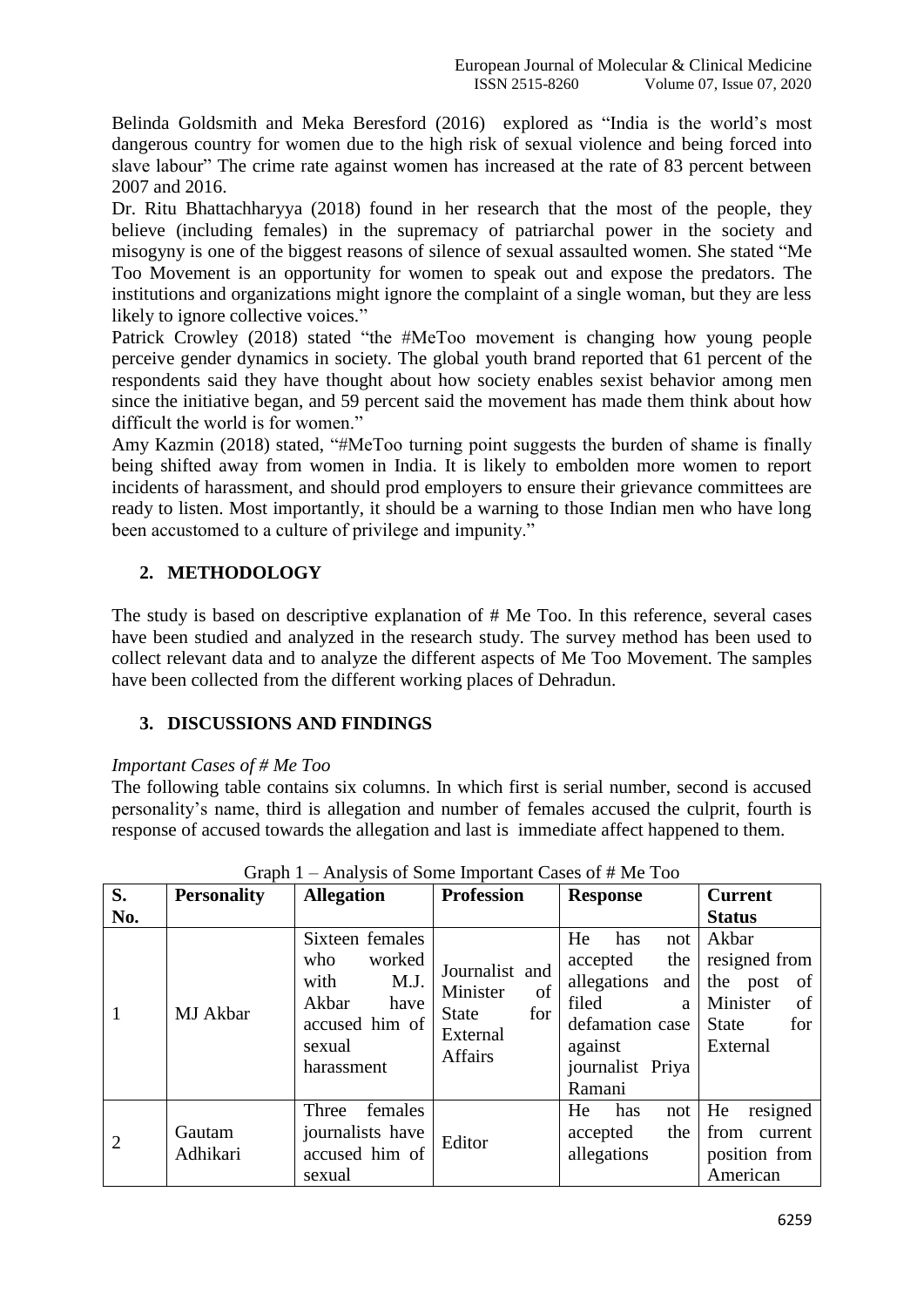Belinda Goldsmith and Meka Beresford (2016) explored as "India is the world's most dangerous country for women due to the high risk of sexual violence and being forced into slave labour" The crime rate against women has increased at the rate of 83 percent between 2007 and 2016.

Dr. Ritu Bhattachharyya (2018) found in her research that the most of the people, they believe (including females) in the supremacy of patriarchal power in the society and misogyny is one of the biggest reasons of silence of sexual assaulted women. She stated "Me Too Movement is an opportunity for women to speak out and expose the predators. The institutions and organizations might ignore the complaint of a single woman, but they are less likely to ignore collective voices."

Patrick Crowley (2018) stated "the #MeToo movement is changing how young people perceive gender dynamics in society. The global youth brand reported that 61 percent of the respondents said they have thought about how society enables sexist behavior among men since the initiative began, and 59 percent said the movement has made them think about how difficult the world is for women."

Amy Kazmin (2018) stated, "#MeToo turning point suggests the burden of shame is finally being shifted away from women in India. It is likely to embolden more women to report incidents of harassment, and should prod employers to ensure their grievance committees are ready to listen. Most importantly, it should be a warning to those Indian men who have long been accustomed to a culture of privilege and impunity."

## 2. METHODOLOGY

The study is based on descriptive explanation of # Me Too. In this reference, several cases have been studied and analyzed in the research study. The survey method has been used to collect relevant data and to analyze the different aspects of Me Too Movement. The samples have been collected from the different working places of Dehradun.

## 3. DISCUSSIONS AND FINDINGS

*Important Cases of # Me Too*

The following table contains six columns. In which first is serial number, second is accused personality's name, third is allegation and number of females accused the culprit, fourth is response of accused towards the allegation and last is immediate affect happened to them.

Graph 1 – Analysis of Some Important Cases of # Me Too

| S. No. | Personality | Allegation | Profession | Response | Current Status |
|---|---|---|---|---|---|
| 1 | MJ Akbar | Sixteen females who worked with M.J. Akbar have accused him of sexual harassment | Journalist and Minister of State for External Affairs | He has not accepted the allegations and filed a defamation case against journalist Priya Ramani | Akbar resigned from the post of Minister of State for External |
| 2 | Gautam Adhikari | Three females journalists have accused him of sexual | Editor | He has not accepted the allegations | He resigned from current position from American |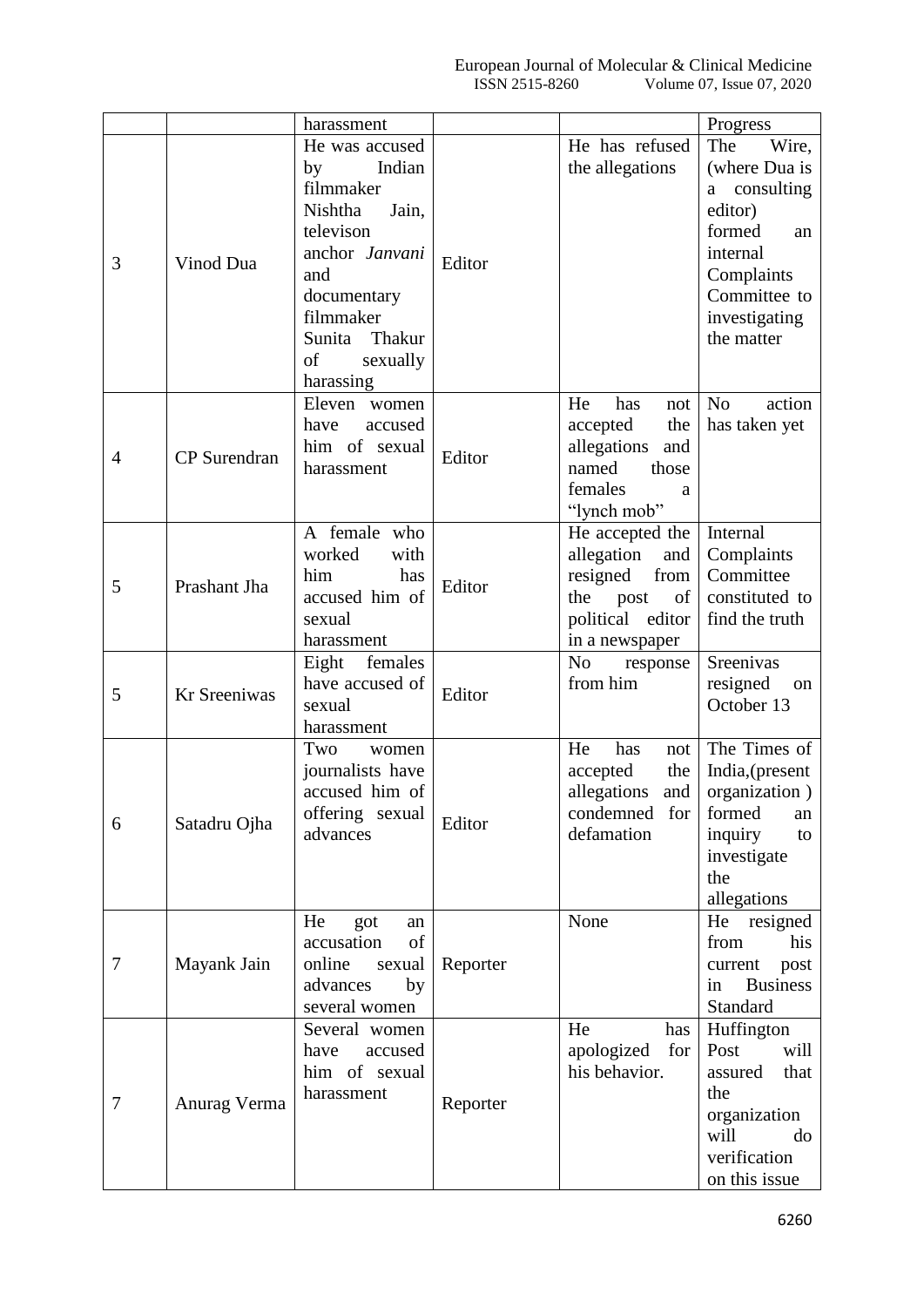|  |  | harassment |  |  | Progress |
|---|---|---|---|---|---|
| 3 | Vinod Dua | He was accused by Indian filmmaker Nishtha Jain, televison anchor *Janvani* and documentary filmmaker Sunita Thakur of sexually harassing | Editor | He has refused the allegations | The Wire, (where Dua is a consulting editor) formed an internal Complaints Committee to investigating the matter |
| 4 | CP Surendran | Eleven women have accused him of sexual harassment | Editor | He has not accepted the allegations and named those females a "lynch mob" | No action has taken yet |
| 5 | Prashant Jha | A female who worked with him has accused him of sexual harassment | Editor | He accepted the allegation and resigned from the post of political editor in a newspaper | Internal Complaints Committee constituted to find the truth |
| 5 | Kr Sreeniwas | Eight females have accused of sexual harassment | Editor | No response from him | Sreenivas resigned on October 13 |
| 6 | Satadru Ojha | Two women journalists have accused him of offering sexual advances | Editor | He has not accepted the allegations and condemned for defamation | The Times of India,(present organization ) formed an inquiry to investigate the allegations |
| 7 | Mayank Jain | He got an accusation of online sexual advances by several women | Reporter | None | He resigned from his current post in Business Standard |
| 7 | Anurag Verma | Several women have accused him of sexual harassment | Reporter | He has apologized for his behavior. | Huffington Post will assured that the organization will do verification on this issue |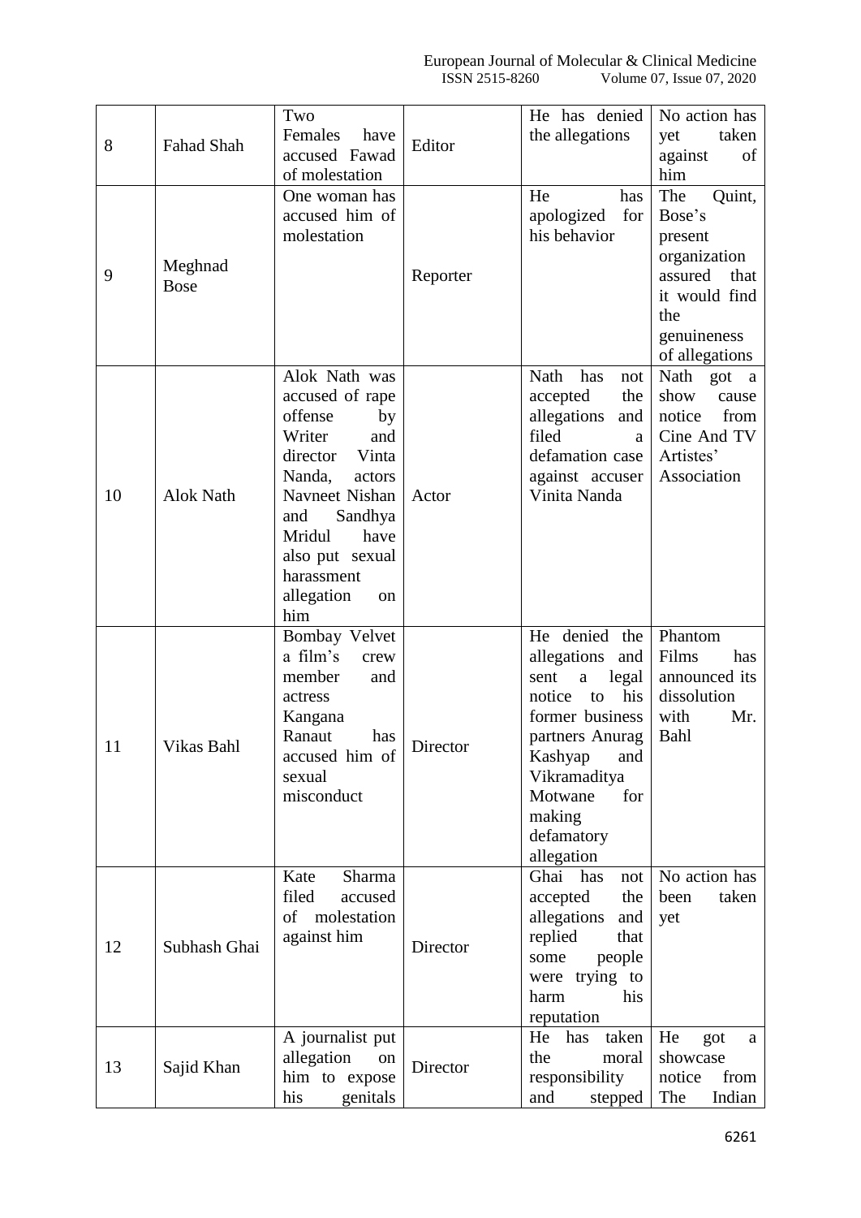| 8 | Fahad Shah | Two Females have accused Fawad of molestation | Editor | He has denied the allegations | No action has yet taken against of him |
|---|---|---|---|---|---|
| 9 | Meghnad Bose | One woman has accused him of molestation | Reporter | He has apologized for his behavior | The Quint, Bose's present organization assured that it would find the genuineness of allegations |
| 10 | Alok Nath | Alok Nath was accused of rape offense by Writer and director Vinta Nanda, actors Navneet Nishan and Sandhya Mridul have also put sexual harassment allegation on him | Actor | Nath has not accepted the allegations and filed a defamation case against accuser Vinita Nanda | Nath got a show cause notice from Cine And TV Artistes' Association |
| 11 | Vikas Bahl | Bombay Velvet a film's crew member and actress Kangana Ranaut has accused him of sexual misconduct | Director | He denied the allegations and sent a legal notice to his former business partners Anurag Kashyap and Vikramaditya Motwane for making defamatory allegation | Phantom Films has announced its dissolution with Mr. Bahl |
| 12 | Subhash Ghai | Kate Sharma filed accused of molestation against him | Director | Ghai has not accepted the allegations and replied that some people were trying to harm his reputation | No action has been taken yet |
| 13 | Sajid Khan | A journalist put allegation on him to expose his genitals | Director | He has taken the moral responsibility and stepped | He got a showcase notice from The Indian |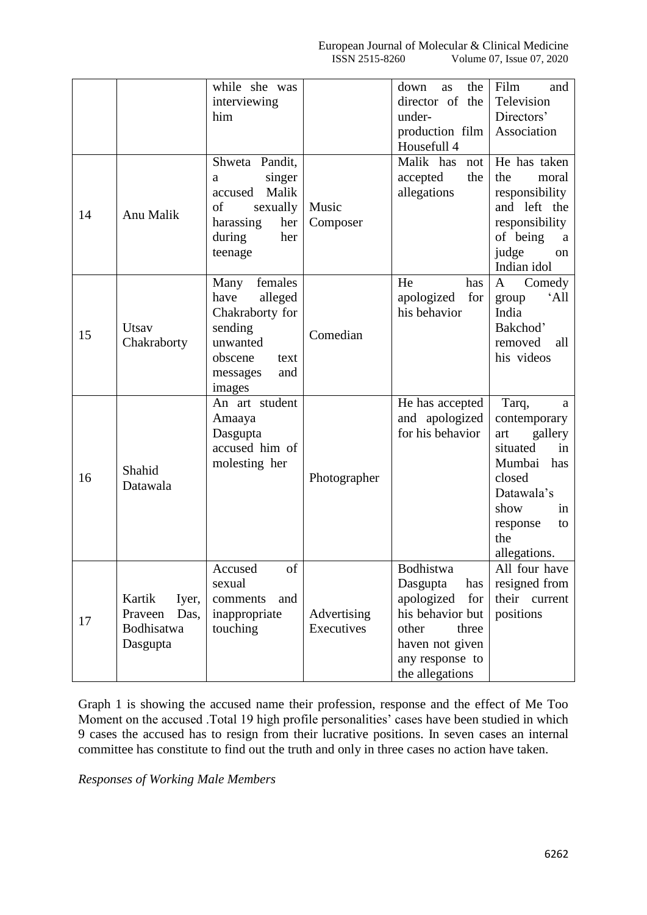| | | | | | |
|---|---|---|---|---|---|
| | | while she was interviewing him | | down as the director of the under-production film Housefull 4 | Film and Television Directors' Association |
| 14 | Anu Malik | Shweta Pandit, a singer accused Malik of sexually harassing her during her teenage | Music Composer | Malik has not accepted the allegations | He has taken the moral responsibility and left the responsibility of being a judge on Indian idol |
| 15 | Utsav Chakraborty | Many females have alleged Chakraborty for sending unwanted obscene text messages and images | Comedian | He has apologized for his behavior | A Comedy group 'All India Bakchod' removed all his videos |
| 16 | Shahid Datawala | An art student Amaaya Dasgupta accused him of molesting her | Photographer | He has accepted and apologized for his behavior | Tarq, a contemporary art gallery situated in Mumbai has closed Datawala's show in response to the allegations. |
| 17 | Kartik Iyer, Praveen Das, Bodhisatwa Dasgupta | Accused of sexual comments and inappropriate touching | Advertising Executives | Bodhistwa Dasgupta has apologized for his behavior but other three haven not given any response to the allegations | All four have resigned from their current positions |

Graph 1 is showing the accused name their profession, response and the effect of Me Too Moment on the accused .Total 19 high profile personalities' cases have been studied in which 9 cases the accused has to resign from their lucrative positions. In seven cases an internal committee has constitute to find out the truth and only in three cases no action have taken.

*Responses of Working Male Members*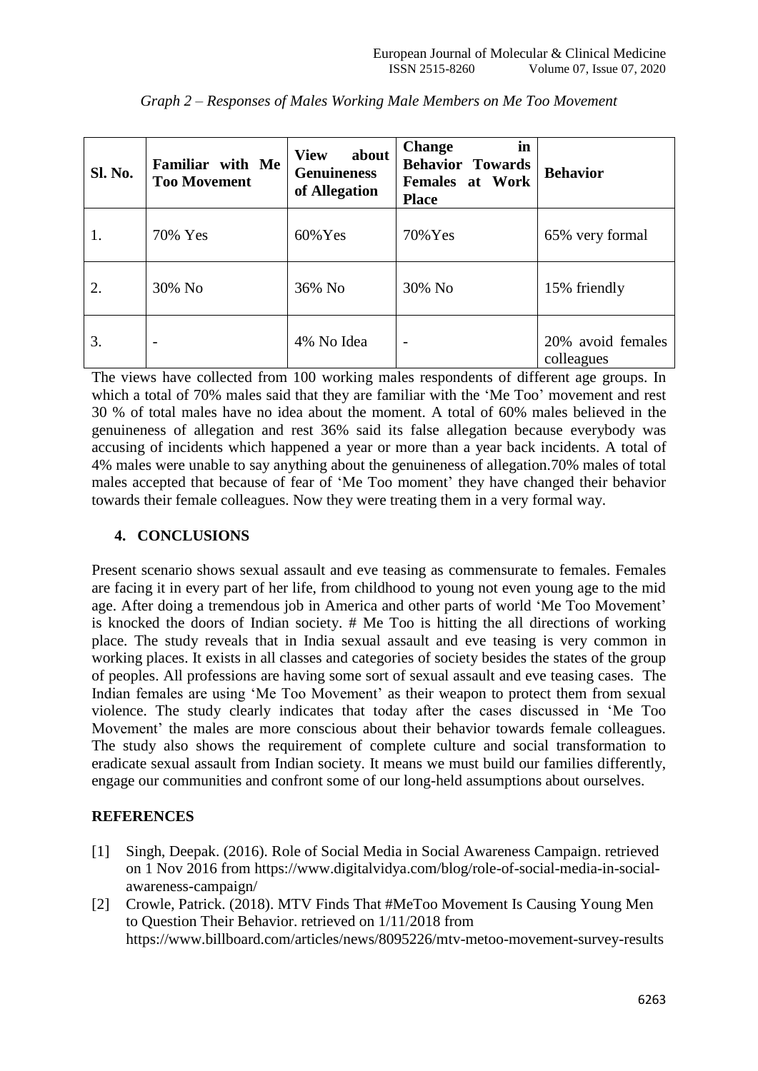*Graph 2 – Responses of Males Working Male Members on Me Too Movement*

| Sl. No. | Familiar with Me Too Movement | View about Genuineness of Allegation | Change in Behavior Towards Females at Work Place | Behavior |
|---|---|---|---|---|
| 1. | 70% Yes | 60%Yes | 70%Yes | 65% very formal |
| 2. | 30% No | 36% No | 30% No | 15% friendly |
| 3. | - | 4% No Idea | - | 20% avoid females colleagues |

The views have collected from 100 working males respondents of different age groups. In which a total of 70% males said that they are familiar with the 'Me Too' movement and rest 30 % of total males have no idea about the moment. A total of 60% males believed in the genuineness of allegation and rest 36% said its false allegation because everybody was accusing of incidents which happened a year or more than a year back incidents. A total of 4% males were unable to say anything about the genuineness of allegation.70% males of total males accepted that because of fear of 'Me Too moment' they have changed their behavior towards their female colleagues. Now they were treating them in a very formal way.

## 4. CONCLUSIONS

Present scenario shows sexual assault and eve teasing as commensurate to females. Females are facing it in every part of her life, from childhood to young not even young age to the mid age. After doing a tremendous job in America and other parts of world 'Me Too Movement' is knocked the doors of Indian society. # Me Too is hitting the all directions of working place. The study reveals that in India sexual assault and eve teasing is very common in working places. It exists in all classes and categories of society besides the states of the group of peoples. All professions are having some sort of sexual assault and eve teasing cases. The Indian females are using 'Me Too Movement' as their weapon to protect them from sexual violence. The study clearly indicates that today after the cases discussed in 'Me Too Movement' the males are more conscious about their behavior towards female colleagues. The study also shows the requirement of complete culture and social transformation to eradicate sexual assault from Indian society. It means we must build our families differently, engage our communities and confront some of our long-held assumptions about ourselves.

## REFERENCES

[1] Singh, Deepak. (2016). Role of Social Media in Social Awareness Campaign. retrieved on 1 Nov 2016 from https://www.digitalvidya.com/blog/role-of-social-media-in-social-awareness-campaign/

[2] Crowle, Patrick. (2018). MTV Finds That #MeToo Movement Is Causing Young Men to Question Their Behavior. retrieved on 1/11/2018 from https://www.billboard.com/articles/news/8095226/mtv-metoo-movement-survey-results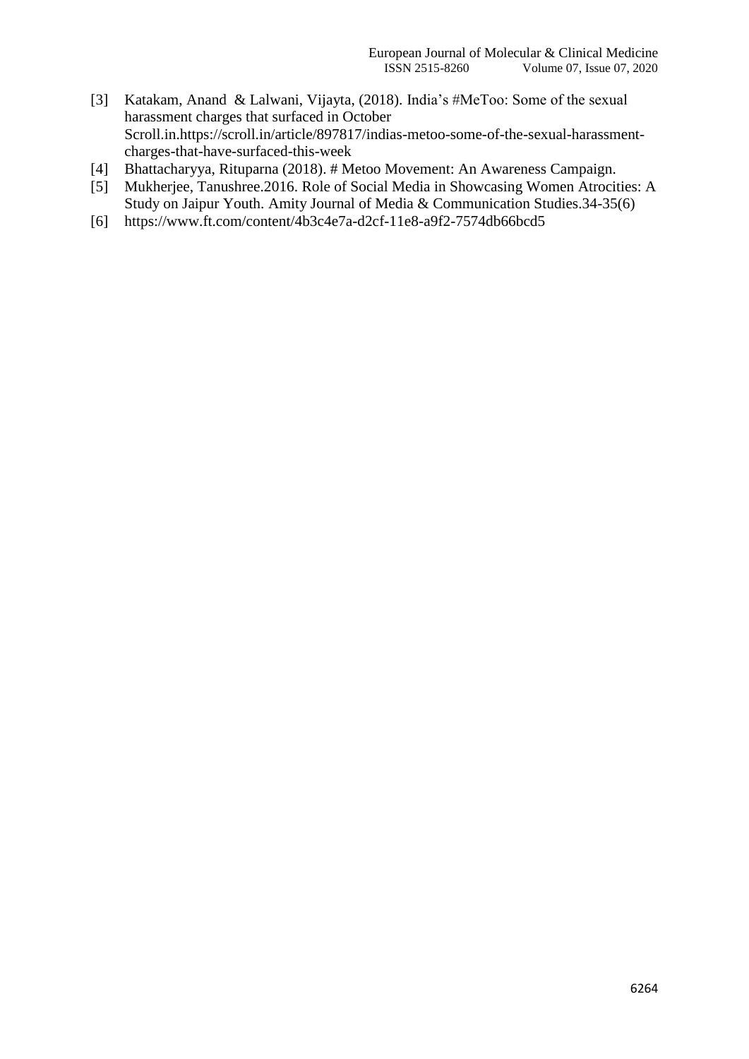[3] Katakam, Anand & Lalwani, Vijayta, (2018). India's #MeToo: Some of the sexual harassment charges that surfaced in October Scroll.in.https://scroll.in/article/897817/indias-metoo-some-of-the-sexual-harassment-charges-that-have-surfaced-this-week

[4] Bhattacharyya, Rituparna (2018). # Metoo Movement: An Awareness Campaign.

[5] Mukherjee, Tanushree.2016. Role of Social Media in Showcasing Women Atrocities: A Study on Jaipur Youth. Amity Journal of Media & Communication Studies.34-35(6)

[6] https://www.ft.com/content/4b3c4e7a-d2cf-11e8-a9f2-7574db66bcd5